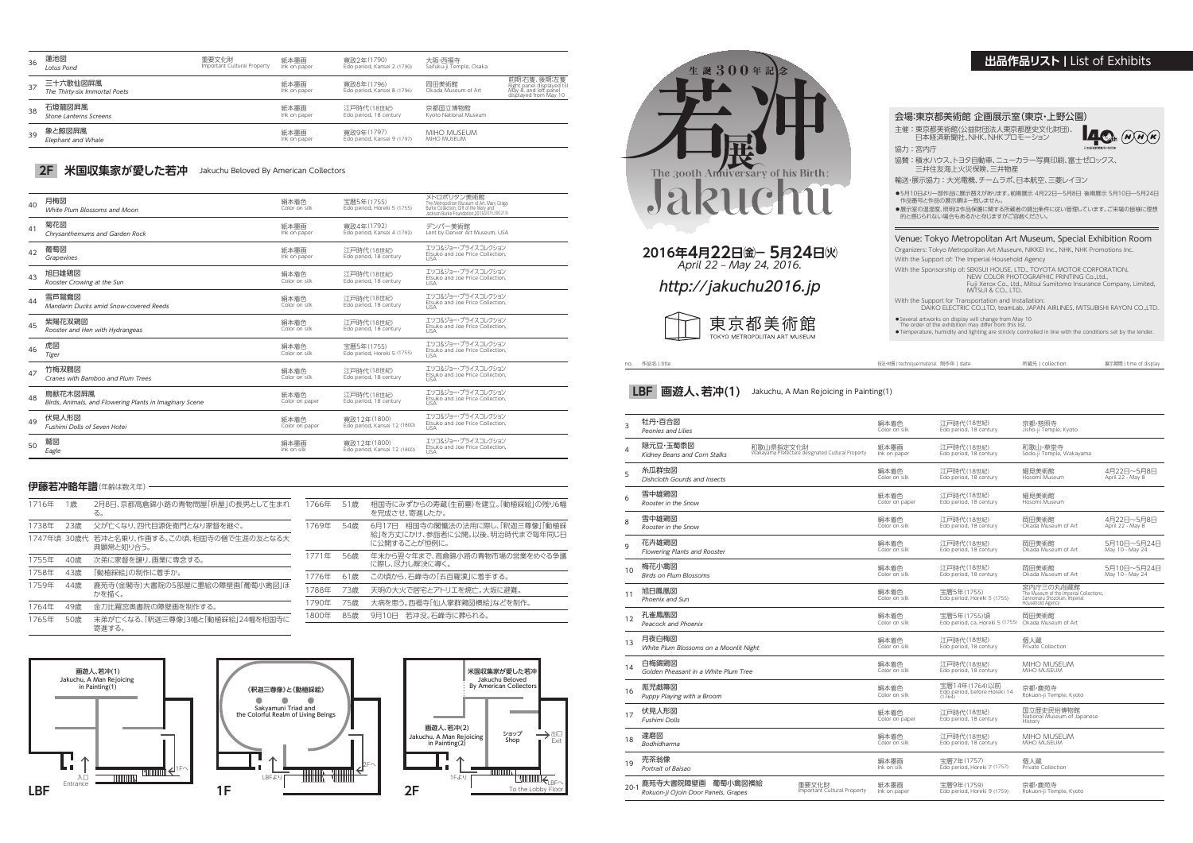| 36 | 蓮池図<br>*Lotus Pond* | 重要文化財<br>Important Cultural Property | 紙本墨画<br>Ink on paper | 寛政2年(1790)<br>Edo period, Kansei 2 (1790) | 大阪・西福寺<br>Saifuku-ji Temple, Osaka | |
|---|---|---|---|---|---|---|
| 37 | 三十六歌仙図屏風<br>*The Thirty-six Immortal Poets* | | 紙本墨画<br>Ink on paper | 寛政8年(1796)<br>Edo period, Kansei 8 (1796) | 岡田美術館<br>Okada Museum of Art | 前期:右隻、後期:左隻<br>Right panel displayed till May 8, and left panel displayed from May 10 |
| 38 | 石燈籠図屏風<br>*Stone Lanterns Screens* | | 紙本墨画<br>Ink on paper | 江戸時代(18世紀)<br>Edo period, 18 century | 京都国立博物館<br>Kyoto National Museum | |
| 39 | 象と鯨図屏風<br>*Elephant and Whale* | | 紙本墨画<br>Ink on paper | 寛政9年(1797)<br>Edo period, Kansei 9 (1797) | MIHO MUSEUM<br>MIHO MUSEUM | |

## 2F 米国収集家が愛した若冲 Jakuchu Beloved By American Collectors

| 40 | 月梅図<br>*White Plum Blossoms and Moon* | 絹本着色<br>Color on silk | 宝暦5年(1755)<br>Edo period, Horeki 5 (1755) | メトロポリタン美術館<br>The Metropolitan Museum of Art, Mary Griggs Burke Collection, Gift of the Mary and Jackson Burke Foundation 2015 (2015.300.213) |
|---|---|---|---|---|
| 41 | 菊花図<br>*Chrysanthemums and Garden Rock* | 紙本墨画<br>Ink on paper | 寛政4年(1792)<br>Edo period, Kansei 4 (1792) | デンバー美術館<br>Lent by Denver Art Museum, USA |
| 42 | 葡萄図<br>*Grapevines* | 紙本墨画<br>Ink on paper | 江戸時代(18世紀)<br>Edo period, 18 century | エツコ&ジョー・プライスコレクション<br>Etsuko and Joe Price Collection, USA |
| 43 | 旭日雄鶏図<br>*Rooster Crowing at the Sun* | 絹本着色<br>Color on silk | 江戸時代(18世紀)<br>Edo period, 18 century | エツコ&ジョー・プライスコレクション<br>Etsuko and Joe Price Collection, USA |
| 44 | 雪芦鴛鴦図<br>*Mandarin Ducks amid Snow-covered Reeds* | 絹本着色<br>Color on silk | 江戸時代(18世紀)<br>Edo period, 18 century | エツコ&ジョー・プライスコレクション<br>Etsuko and Joe Price Collection, USA |
| 45 | 紫陽花双鶏図<br>*Rooster and Hen with Hydrangeas* | 絹本着色<br>Color on silk | 江戸時代(18世紀)<br>Edo period, 18 century | エツコ&ジョー・プライスコレクション<br>Etsuko and Joe Price Collection, USA |
| 46 | 虎図<br>*Tiger* | 絹本着色<br>Color on silk | 宝暦5年(1755)<br>Edo period, Horeki 5 (1755) | エツコ&ジョー・プライスコレクション<br>Etsuko and Joe Price Collection, USA |
| 47 | 竹梅双鶴図<br>*Cranes with Bamboo and Plum Trees* | 絹本着色<br>Color on silk | 江戸時代(18世紀)<br>Edo period, 18 century | エツコ&ジョー・プライスコレクション<br>Etsuko and Joe Price Collection, USA |
| 48 | 鳥獣花木図屏風<br>*Birds, Animals, and Flowering Plants in Imaginary Scene* | 紙本着色<br>Color on paper | 江戸時代(18世紀)<br>Edo period, 18 century | エツコ&ジョー・プライスコレクション<br>Etsuko and Joe Price Collection, USA |
| 49 | 伏見人形図<br>*Fushimi Dolls of Seven Hotei* | 紙本着色<br>Color on paper | 寛政12年(1800)<br>Edo period, Kansei 12 (1800) | エツコ&ジョー・プライスコレクション<br>Etsuko and Joe Price Collection, USA |
| 50 | 鷲図<br>*Eagle* | 絹本墨画<br>Ink on silk | 寛政12年(1800)<br>Edo period, Kansei 12 (1800) | エツコ&ジョー・プライスコレクション<br>Etsuko and Joe Price Collection, USA |

### 伊藤若冲略年譜(年齢は数え年)

| 年 | 年齢 | 事項 |
|---|---|---|
| 1716年 | 1歳 | 2月8日、京都高倉錦小路の青物問屋「枡屋」の長男として生まれる。 |
| 1738年 | 23歳 | 父が亡くなり、四代目源左衛門となり家督を継ぐ。 |
| 1747年頃 | 30歳代 | 若冲と名乗り、作画する。この頃、相国寺の僧で生涯の友となる大典顕常と知り合う。 |
| 1755年 | 40歳 | 次弟に家督を譲り、画業に専念する。 |
| 1758年 | 43歳 | 「動植綵絵」の制作に着手か。 |
| 1759年 | 44歳 | 鹿苑寺(金閣寺)大書院の5部屋に墨絵の障壁画「葡萄小禽図」ほかを描く。 |
| 1764年 | 49歳 | 金刀比羅宮奥書院の障壁画を制作する。 |
| 1765年 | 50歳 | 末弟が亡くなる。「釈迦三尊像」3幅と「動植綵絵」24幅を相国寺に寄進する。 |
| 1766年 | 51歳 | 相国寺にみずからの寿蔵(生前墓)を建立。「動植綵絵」の残り6幅を完成させ、寄進したか。 |
| 1769年 | 54歳 | 6月17日 相国寺の閣懺法の法会に際し、「釈迦三尊像」「動植綵絵」を方丈にかけ、参拝者に公開。以後、明治時代まで毎年同じ日に公開することが恒例に。 |
| 1771年 | 56歳 | 年末から翌々年まで、高倉錦小路の青物市場の営業をめぐる争議に際し、尽力し解決に導く。 |
| 1776年 | 61歳 | この頃から、石峰寺の「五百羅漢」に着手する。 |
| 1788年 | 73歳 | 天明の大火で居宅とアトリエを焼亡。大坂に避難。 |
| 1790年 | 75歳 | 大病を患う。西福寺「仙人掌群鶏図襖絵」などを制作。 |
| 1800年 | 85歳 | 9月10日 若冲没。石峰寺に葬られる。 |

LBF: 画遊人、若冲(1) Jakuchu, A Man Rejoicing in Painting(1) / 入口 Entrance / 1Fへ

1F: 《釈迦三尊像》と《動植綵絵》 Sakyamuni Triad and the Colorful Realm of Living Beings / LBFより / 2Fへ

2F: 米国収集家が愛した若冲 Jakuchu Beloved By American Collectors / 画遊人、若冲(2) Jakuchu, A Man Rejoicing in Painting(2) / ショップ Shop / 出口 Exit / 1Fより / LBFへ To the Lobby Floor

# 生誕300年記念 若冲展
## The 300th Anniversary of his Birth: Jakuchu

**2016年4月22日(金)– 5月24日(火)**
*April 22 – May 24, 2016.*

*http://jakuchu2016.jp*

東京都美術館 TOKYO METROPOLITAN ART MUSEUM

## 出品作品リスト | List of Exhibits

**会場:東京都美術館 企画展示室(東京・上野公園)**

主催:東京都美術館(公益財団法人東京都歴史文化財団)、日本経済新聞社、NHK、NHKプロモーション

協力:宮内庁

協賛:積水ハウス、トヨタ自動車、ニューカラー写真印刷、富士ゼロックス、三井住友海上火災保険、三井物産

輸送・展示協力:大光電機、チームラボ、日本航空、三菱レイヨン

- 5月10日より一部作品に展示替えがあります。前期展示 4月22日〜5月8日 後期展示 5月10日〜5月24日 作品番号と作品の展示順は一致しません。
- 展示室の温湿度、照明は作品保護に関する所蔵者の貸出条件に従い管理しています。ご来場の皆様に理想的と感じられない場合もあるかと存じますがご容赦ください。

**Venue: Tokyo Metropolitan Art Museum, Special Exhibition Room**

Organizers: Tokyo Metropolitan Art Museum, NIKKEI Inc., NHK, NHK Promotions Inc.

With the Support of: The Imperial Household Agency

With the Sponsorship of: SEKISUI HOUSE, LTD., TOYOTA MOTOR CORPORATION, NEW COLOR PHOTOGRAPHIC PRINTING Co.,Ltd., Fuji Xerox Co., Ltd., Mitsui Sumitomo Insurance Company, Limited, MITSUI & CO., LTD.

With the Support for Transportation and Installation: DAIKO ELECTRIC CO.,LTD, teamLab, JAPAN AIRLINES, MITSUBISHI RAYON CO.,LTD.

- Several artworks on display will change from May 10. The order of the exhibition may differ from this list.
- Temperature, humidity and lighting are strictly controlled in line with the conditions set by the lender.

## LBF 画遊人、若冲(1) Jakuchu, A Man Rejoicing in Painting(1)

| no. | 作品名 \| title | | 技法・材質 \| technique/material | 制作年 \| date | 所蔵先 \| collection | 展示期間 \| time of display |
|---|---|---|---|---|---|---|
| 3 | 牡丹・百合図<br>*Peonies and Lilies* | | 絹本着色<br>Color on silk | 江戸時代(18世紀)<br>Edo period, 18 century | 京都・慈照寺<br>Jisho-ji Temple, Kyoto | |
| 4 | 隠元豆・玉蜀黍図<br>*Kidney Beans and Corn Stalks* | 和歌山県指定文化財<br>Wakayama Prefecture designated Cultural Property | 紙本墨画<br>Ink on paper | 江戸時代(18世紀)<br>Edo period, 18 century | 和歌山・草堂寺<br>Sodo-ji Temple, Wakayama | |
| 5 | 糸瓜群虫図<br>*Dishcloth Gourds and Insects* | | 絹本着色<br>Color on silk | 江戸時代(18世紀)<br>Edo period, 18 century | 細見美術館<br>Hosomi Museum | 4月22日〜5月8日<br>April 22 - May 8 |
| 6 | 雪中雄鶏図<br>*Rooster in the Snow* | | 紙本着色<br>Color on paper | 江戸時代(18世紀)<br>Edo period, 18 century | 細見美術館<br>Hosomi Museum | |
| 8 | 雪中雄鶏図<br>*Rooster in the Snow* | | 絹本着色<br>Color on silk | 江戸時代(18世紀)<br>Edo period, 18 century | 岡田美術館<br>Okada Museum of Art | 4月22日〜5月8日<br>April 22 - May 8 |
| 9 | 花卉雄鶏図<br>*Flowering Plants and Rooster* | | 絹本着色<br>Color on silk | 江戸時代(18世紀)<br>Edo period, 18 century | 岡田美術館<br>Okada Museum of Art | 5月10日〜5月24日<br>May 10 - May 24 |
| 10 | 梅花小禽図<br>*Birds on Plum Blossoms* | | 絹本着色<br>Color on silk | 江戸時代(18世紀)<br>Edo period, 18 century | 岡田美術館<br>Okada Museum of Art | 5月10日〜5月24日<br>May 10 - May 24 |
| 11 | 旭日鳳凰図<br>*Phoenix and Sun* | | 絹本着色<br>Color on silk | 宝暦5年(1755)<br>Edo period, Horeki 5 (1755) | 宮内庁三の丸尚蔵館<br>The Museum of the Imperial Collections, Sannomaru Shozokan, Imperial Household Agency | |
| 12 | 孔雀鳳凰図<br>*Peacock and Phoenix* | | 絹本着色<br>Color on silk | 宝暦5年(1755)頃<br>Edo period, ca. Horeki 5 (1755) | 岡田美術館<br>Okada Museum of Art | |
| 13 | 月夜白梅図<br>*White Plum Blossoms on a Moonlit Night* | | 絹本着色<br>Color on silk | 江戸時代(18世紀)<br>Edo period, 18 century | 個人蔵<br>Private Collection | |
| 14 | 白梅錦鶏図<br>*Golden Pheasant in a White Plum Tree* | | 絹本着色<br>Color on silk | 江戸時代(18世紀)<br>Edo period, 18 century | MIHO MUSEUM<br>MIHO MUSEUM | |
| 16 | 厖児戯帚図<br>*Puppy Playing with a Broom* | | 絹本着色<br>Color on silk | 宝暦14年(1764)以前<br>Edo period, before Horeki 14 (1764) | 京都・鹿苑寺<br>Rokuon-ji Temple, Kyoto | |
| 17 | 伏見人形図<br>*Fushimi Dolls* | | 紙本着色<br>Color on paper | 江戸時代(18世紀)<br>Edo period, 18 century | 国立歴史民俗博物館<br>National Museum of Japanese History | |
| 18 | 達磨図<br>*Bodhidharma* | | 絹本着色<br>Color on silk | 江戸時代(18世紀)<br>Edo period, 18 century | MIHO MUSEUM<br>MIHO MUSEUM | |
| 19 | 売茶翁像<br>*Portrait of Baisao* | | 絹本墨画<br>Ink on silk | 宝暦7年(1757)<br>Edo period, Horeki 7 (1757) | 個人蔵<br>Private Collection | |
| 20-1 | 鹿苑寺大書院障壁画 葡萄小禽図襖絵<br>*Rokuon-ji Ojoin Door Panels, Grapes* | 重要文化財<br>Important Cultural Property | 紙本墨画<br>Ink on paper | 宝暦9年(1759)<br>Edo period, Horeki 9 (1759) | 京都・鹿苑寺<br>Rokuon-ji Temple, Kyoto | |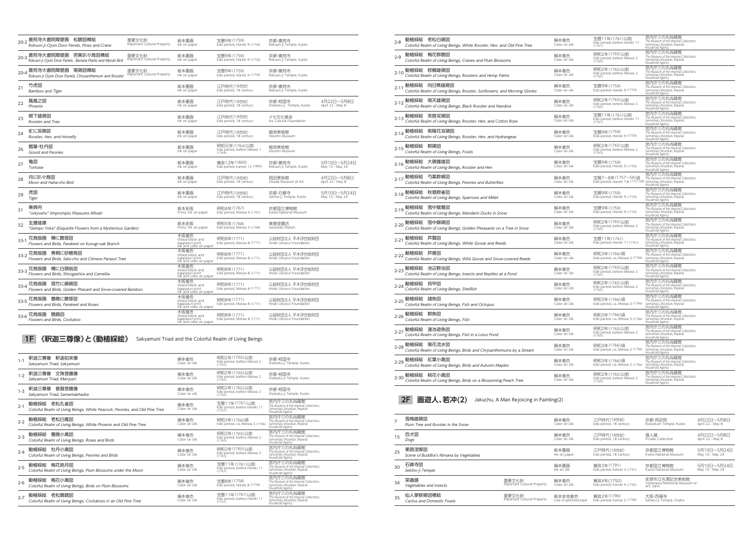| | | | | | | |
|---|---|---|---|---|---|---|
| 20-2 | 鹿苑寺大書院障壁画　松鶴図襖絵<br>*Rokuon-ji Ojoin Door Panels, Pines and Crane* | 重要文化財<br>Important Cultural Property | 紙本墨画<br>Ink on paper | 宝暦9年(1759)<br>Edo period, Horeki 9 (1759) | 京都・鹿苑寺<br>Rokuon-ji Temple, Kyoto | |
| 20-3 | 鹿苑寺大書院障壁画　芭蕉叭々鳥図襖絵<br>*Rokuon-ji Ojoin Door Panels , Banana Plants and Mynah Bird* | 重要文化財<br>Important Cultural Property | 紙本墨画<br>Ink on paper | 宝暦9年(1759)<br>Edo period, Horeki 9 (1759) | 京都・鹿苑寺<br>Rokuon-ji Temple, Kyoto | |
| 20-4 | 鹿苑寺大書院障壁画　菊鶏図襖絵<br>*Rokuon-ji Ojoin Door Panels, Chrysanthemum and Rooster* | 重要文化財<br>Important Cultural Property | 紙本墨画<br>Ink on paper | 宝暦9年(1759)<br>Edo period, Horeki 9 (1759) | 京都・鹿苑寺<br>Rokuon-ji Temple, Kyoto | |
| 21 | 竹虎図<br>*Bamboo and Tiger* | | 紙本墨画<br>Ink on paper | 江戸時代(18世紀)<br>Edo period, 18 century | 京都・鹿苑寺<br>Rokuon-ji Temple, Kyoto | |
| 22 | 鳳凰之図<br>*Phoenix* | | 紙本墨画<br>Ink on paper | 江戸時代(18世紀)<br>Edo period, 18 century | 京都・相国寺<br>Shokoku-ji Temple, Kyoto | 4月22日〜5月8日<br>April 22 - May 8 |
| 23 | 樹下雄鶏図<br>*Rooster and Tree* | | 紙本墨画<br>Ink on paper | 江戸時代(18世紀)<br>Edo period, 18 century | イセ文化基金<br>Ise Cultural Foundation | |
| 24 | 虻に双鶏図<br>*Rooster, Hen, and Horsefly* | | 紙本墨画<br>Ink on paper | 江戸時代(18世紀)<br>Edo period, 18 century | 細見美術館<br>Hosomi Museum | |
| 26 | 瓢箪・牡丹図<br>*Gourd and Peonies* | | 紙本墨画<br>Ink on paper | 明和元年(1764)以前<br>Edo period, before Meiwa 1 (1764) | 細見美術館<br>Hosomi Museum | |
| 27 | 亀図<br>*Tortoise* | | 紙本墨画<br>Ink on paper | 寛政12年(1800)<br>Edo period, Kansei 12 (1800) | 京都・鹿苑寺<br>Rokuon-ji Temple, Kyoto | 5月10日〜5月24日<br>May 10 - May 24 |
| 28 | 月に叭々鳥図<br>*Moon and Haha-cho Bird* | | 紙本墨画<br>Ink on paper | 江戸時代(18世紀)<br>Edo period, 18 century | 岡田美術館<br>Okada Museum of Art | 4月22日〜5月8日<br>April 22 - May 8 |
| 29 | 虎図<br>*Tiger* | | 紙本墨画<br>Ink on paper | 江戸時代(18世紀)<br>Edo period, 18 century | 京都・石峰寺<br>Sekiho-ji Temple, Kyoto | 5月10日〜5月24日<br>May 10 - May 24 |
| 31 | 乗興舟<br>*"Jokyoshu" (Impromptu Pleasures Afloat)* | | 紙本拓版<br>Prints, ink on paper | 明和4年(1767)<br>Edo period, Meiwa 4 (1767) | 京都国立博物館<br>Kyoto National Museum | |
| 32 | 玄圃瑤華<br>*"Gempo Yoka" (Exquisite Flowers from a Mysterious Garden)* | | 紙本拓版<br>Prints, ink on paper | 明和5年(1768)<br>Edo period, Meiwa 5 (1768) | 青裳堂書店<br>Seishodo Shoten | |
| 33-1 | 花鳥版画　櫟に鸚哥図<br>*Flowers and Birds, Parakeet on Kunugi-oak Branch* | | 木版着色<br>Wood block and kappazuri print ink and color on paper | 明和8年(1771)<br>Edo period, Meiwa 8 (1771) | 公益財団法人 平木浮世絵財団<br>Hiraki Ukiyo-e Foundation | |
| 33-2 | 花鳥版画　青桐に砂糖鳥図<br>*Flowers and Birds, Sato-cho and Chinese Parasol Tree* | | 木版着色<br>Wood block and kappazuri print ink and color on paper | 明和8年(1771)<br>Edo period, Meiwa 8 (1771) | 公益財団法人 平木浮世絵財団<br>Hiraki Ukiyo-e Foundation | |
| 33-3 | 花鳥版画　椿に白頭図<br>*Flowers and Birds, Shirogashira and Camellia* | | 木版着色<br>Wood block and kappazuri print ink and color on paper | 明和8年(1771)<br>Edo period, Meiwa 8 (1771) | 公益財団法人 平木浮世絵財団<br>Hiraki Ukiyo-e Foundation | |
| 33-4 | 花鳥版画　雪竹に錦鶏図<br>*Flowers and Birds, Golden Phesant and Snow-covered Bamboo* | | 木版着色<br>Wood block and kappazuri print ink and color on paper | 明和8年(1771)<br>Edo period, Meiwa 8 (1771) | 公益財団法人 平木浮世絵財団<br>Hiraki Ukiyo-e Foundation | |
| 33-5 | 花鳥版画　薔薇に鸚哥図<br>*Flowers and Birds, Parakeet and Roses* | | 木版着色<br>Wood block and kappazuri print ink and color on paper | 明和8年(1771)<br>Edo period, Meiwa 8 (1771) | 公益財団法人 平木浮世絵財団<br>Hiraki Ukiyo-e Foundation | |
| 33-6 | 花鳥版画　鸚鵡図<br>*Flowers and Birds, Cockatoo* | | 木版着色<br>Wood block and kappazuri print ink and color on paper | 明和8年(1771)<br>Edo period, Meiwa 8 (1771) | 公益財団法人 平木浮世絵財団<br>Hiraki Ukiyo-e Foundation | |

## 1F 《釈迦三尊像》と《動植綵絵》 Sakyamuni Triad and the Colorful Realm of Living Beings

| | | | | |
|---|---|---|---|---|
| 1-1 | 釈迦三尊像　釈迦如来像<br>*Sakyamuni Triad, Sakyamuni* | 絹本着色<br>Color on silk | 明和2年(1765)以前<br>Edo period, before Meiwa 2 (1765) | 京都・相国寺<br>Shokoku-ji Temple, Kyoto |
| 1-2 | 釈迦三尊像　文殊菩薩像<br>*Sakyamuni Triad, Manjusri* | 絹本着色<br>Color on silk | 明和2年(1765)以前<br>Edo period, before Meiwa 2 (1765) | 京都・相国寺<br>Shokoku-ji Temple, Kyoto |
| 1-3 | 釈迦三尊像　普賢菩薩像<br>*Sakyamuni Triad, Samantabhadra* | 絹本着色<br>Color on silk | 明和2年(1765)以前<br>Edo period, before Meiwa 2 (1765) | 京都・相国寺<br>Shokoku-ji Temple, Kyoto |
| 2-1 | 動植綵絵　老松孔雀図<br>*Colorful Realm of Living Beings, White Peacock, Peonies, and Old Pine Tree* | 絹本着色<br>Color on silk | 宝暦11年(1761)以前<br>Edo period, before Horeki 11 (1761) | 宮内庁三の丸尚蔵館<br>The Museum of the Imperial Collections, Sannomaru Shozokan, Imperial Household Agency |
| 2-2 | 動植綵絵　老松白鳳図<br>*Colorful Realm of Living Beings, White Phoenix and Old Pine Tree* | 絹本着色<br>Color on silk | 明和3年(1766)頃<br>Edo period, ca. Meiwa 3 (1766) | 宮内庁三の丸尚蔵館<br>The Museum of the Imperial Collections, Sannomaru Shozokan, Imperial Household Agency |
| 2-3 | 動植綵絵　薔薇小禽図<br>*Colorful Realm of Living Beings, Roses and Birds* | 絹本着色<br>Color on silk | 明和2年(1765)以前<br>Edo period, before Meiwa 2 (1765) | 宮内庁三の丸尚蔵館<br>The Museum of the Imperial Collections, Sannomaru Shozokan, Imperial Household Agency |
| 2-4 | 動植綵絵　牡丹小禽図<br>*Colorful Realm of Living Beings, Peonies and Birds* | 絹本着色<br>Color on silk | 明和2年(1765)以前<br>Edo period, before Meiwa 2 (1765) | 宮内庁三の丸尚蔵館<br>The Museum of the Imperial Collections, Sannomaru Shozokan, Imperial Household Agency |
| 2-5 | 動植綵絵　梅花皓月図<br>*Colorful Realm of Living Beings, Plum Blossoms under the Moon* | 絹本着色<br>Color on silk | 宝暦11年(1761)以前<br>Edo period, before Horeki 11 (1761) | 宮内庁三の丸尚蔵館<br>The Museum of the Imperial Collections, Sannomaru Shozokan, Imperial Household Agency |
| 2-6 | 動植綵絵　梅花小禽図<br>*Colorful Realm of Living Beings, Birds on Plum Blossoms* | 絹本着色<br>Color on silk | 宝暦8年(1758)<br>Edo period, Horeki 8 (1758) | 宮内庁三の丸尚蔵館<br>The Museum of the Imperial Collections, Sannomaru Shozokan, Imperial Household Agency |
| 2-7 | 動植綵絵　老松鸚鵡図<br>*Colorful Realm of Living Beings, Cockatoos in an Old Pine Tree* | 絹本着色<br>Color on silk | 宝暦11年(1761)以前<br>Edo period, before Horeki 11 (1761) | 宮内庁三の丸尚蔵館<br>The Museum of the Imperial Collections, Sannomaru Shozokan, Imperial Household Agency |
| 2-8 | 動植綵絵　老松白鶏図<br>*Colorful Realm of Living Beings, White Rooster, Hen, and Old Pine Tree* | 絹本着色<br>Color on silk | 宝暦11年(1761)以前<br>Edo period, before Horeki 11 (1761) | 宮内庁三の丸尚蔵館<br>The Museum of the Imperial Collections, Sannomaru Shozokan, Imperial Household Agency |
| 2-9 | 動植綵絵　梅花群鶴図<br>*Colorful Realm of Living Beings, Cranes and Plum Blossoms* | 絹本着色<br>Color on silk | 明和2年(1765)以前<br>Edo period, before Meiwa 2 (1765) | 宮内庁三の丸尚蔵館<br>The Museum of the Imperial Collections, Sannomaru Shozokan, Imperial Household Agency |
| 2-10 | 動植綵絵　棕櫚雄鶏図<br>*Colorful Realm of Living Beings, Roosters and Hemp Palms* | 絹本着色<br>Color on silk | 明和2年(1765)以前<br>Edo period, before Meiwa 2 (1765) | 宮内庁三の丸尚蔵館<br>The Museum of the Imperial Collections, Sannomaru Shozokan, Imperial Household Agency |
| 2-11 | 動植綵絵　向日葵雄鶏図<br>*Colorful Realm of Living Beings, Rooster, Sunflowers, and Morning Glories* | 絹本着色<br>Color on silk | 宝暦9年(1759)<br>Edo period, Horeki 9 (1759) | 宮内庁三の丸尚蔵館<br>The Museum of the Imperial Collections, Sannomaru Shozokan, Imperial Household Agency |
| 2-12 | 動植綵絵　南天雄鶏図<br>*Colorful Realm of Living Beings, Black Rooster and Nandina* | 絹本着色<br>Color on silk | 明和2年(1765)以前<br>Edo period, before Meiwa 2 (1765) | 宮内庁三の丸尚蔵館<br>The Museum of the Imperial Collections, Sannomaru Shozokan, Imperial Household Agency |
| 2-13 | 動植綵絵　芙蓉双鶏図<br>*Colorful Realm of Living Beings, Rooster, Hen, and Cotton Rose* | 絹本着色<br>Color on silk | 宝暦11年(1761)以前<br>Edo period, before Horeki 11 (1761) | 宮内庁三の丸尚蔵館<br>The Museum of the Imperial Collections, Sannomaru Shozokan, Imperial Household Agency |
| 2-14 | 動植綵絵　紫陽花双鶏図<br>*Colorful Realm of Living Beings, Rooster, Hen, and Hydrangeas* | 絹本着色<br>Color on silk | 宝暦9年(1759)<br>Edo period, Horeki 9 (1759) | 宮内庁三の丸尚蔵館<br>The Museum of the Imperial Collections, Sannomaru Shozokan, Imperial Household Agency |
| 2-15 | 動植綵絵　群鶏図<br>*Colorful Realm of Living Beings, Fowls* | 絹本着色<br>Color on silk | 明和2年(1765)以前<br>Edo period, before Meiwa 2 (1765) | 宮内庁三の丸尚蔵館<br>The Museum of the Imperial Collections, Sannomaru Shozokan, Imperial Household Agency |
| 2-16 | 動植綵絵　大鶏雌雄図<br>*Colorful Realm of Living Beings, Rooster and Hen* | 絹本着色<br>Color on silk | 宝暦9年(1759)<br>Edo period, Horeki 9 (1759) | 宮内庁三の丸尚蔵館<br>The Museum of the Imperial Collections, Sannomaru Shozokan, Imperial Household Agency |
| 2-17 | 動植綵絵　芍薬群蝶図<br>*Colorful Realm of Living Beings, Peonies and Butterflies* | 絹本着色<br>Color on silk | 宝暦7〜8年(1757〜58)頃<br>Edo period, Horeki 7-8 (1757-58) | 宮内庁三の丸尚蔵館<br>The Museum of the Imperial Collections, Sannomaru Shozokan, Imperial Household Agency |
| 2-18 | 動植綵絵　秋塘群雀図<br>*Colorful Realm of Living Beings, Sparrows and Millet* | 絹本着色<br>Color on silk | 宝暦9年(1759)<br>Edo period, Horeki 9 (1759) | 宮内庁三の丸尚蔵館<br>The Museum of the Imperial Collections, Sannomaru Shozokan, Imperial Household Agency |
| 2-19 | 動植綵絵　雪中鴛鴦図<br>*Colorful Realm of Living Beings, Mandarin Ducks in Snow* | 絹本着色<br>Color on silk | 宝暦9年(1759)<br>Edo period, Horeki 9 (1759) | 宮内庁三の丸尚蔵館<br>The Museum of the Imperial Collections, Sannomaru Shozokan, Imperial Household Agency |
| 2-20 | 動植綵絵　雪中錦鶏図<br>*Colorful Realm of Living Beings, Golden Pheasants on a Tree in Snow* | 絹本着色<br>Color on silk | 明和2年(1765)以前<br>Edo period, before Meiwa 2 (1765) | 宮内庁三の丸尚蔵館<br>The Museum of the Imperial Collections, Sannomaru Shozokan, Imperial Household Agency |
| 2-21 | 動植綵絵　芦鵞図<br>*Colorful Realm of Living Beings, White Goose and Reeds* | 絹本着色<br>Color on silk | 宝暦11年(1761)<br>Edo period, Horeki 11 (1761) | 宮内庁三の丸尚蔵館<br>The Museum of the Imperial Collections, Sannomaru Shozokan, Imperial Household Agency |
| 2-22 | 動植綵絵　芦雁図<br>*Colorful Realm of Living Beings, Wild Goose and Snow-covered Reeds* | 絹本着色<br>Color on silk | 明和3年(1766)頃<br>Edo period, ca. Meiwa 3 (1766) | 宮内庁三の丸尚蔵館<br>The Museum of the Imperial Collections, Sannomaru Shozokan, Imperial Household Agency |
| 2-23 | 動植綵絵　池辺群虫図<br>*Colorful Realm of Living Beings, Insects and Reptiles at a Pond* | 絹本着色<br>Color on silk | 明和2年(1765)以前<br>Edo period, before Meiwa 2 (1765) | 宮内庁三の丸尚蔵館<br>The Museum of the Imperial Collections, Sannomaru Shozokan, Imperial Household Agency |
| 2-24 | 動植綵絵　貝甲図<br>*Colorful Realm of Living Beings, Shellfish* | 絹本着色<br>Color on silk | 明和2年(1765)以前<br>Edo period, before Meiwa 2 (1765) | 宮内庁三の丸尚蔵館<br>The Museum of the Imperial Collections, Sannomaru Shozokan, Imperial Household Agency |
| 2-25 | 動植綵絵　諸魚図<br>*Colorful Realm of Living Beings, Fish and Octopus* | 絹本着色<br>Color on silk | 明和3年(1766)頃<br>Edo period, ca. Meiwa 3 (1766) | 宮内庁三の丸尚蔵館<br>The Museum of the Imperial Collections, Sannomaru Shozokan, Imperial Household Agency |
| 2-26 | 動植綵絵　群魚図<br>*Colorful Realm of Living Beings, Fish* | 絹本着色<br>Color on silk | 明和3年(1766)頃<br>Edo period, ca. Meiwa 3 (1766) | 宮内庁三の丸尚蔵館<br>The Museum of the Imperial Collections, Sannomaru Shozokan, Imperial Household Agency |
| 2-27 | 動植綵絵　蓮池遊魚図<br>*Colorful Realm of Living Beings, Fish in a Lotus Pond* | 絹本着色<br>Color on silk | 明和2年(1765)以前<br>Edo period, before Meiwa 2 (1765) | 宮内庁三の丸尚蔵館<br>The Museum of the Imperial Collections, Sannomaru Shozokan, Imperial Household Agency |
| 2-28 | 動植綵絵　菊花流水図<br>*Colorful Realm of Living Beings, Birds and Chrysanthemums by a Stream* | 絹本着色<br>Color on silk | 明和3年(1766)頃<br>Edo period, ca. Meiwa 3 (1766) | 宮内庁三の丸尚蔵館<br>The Museum of the Imperial Collections, Sannomaru Shozokan, Imperial Household Agency |
| 2-29 | 動植綵絵　紅葉小禽図<br>*Colorful Realm of Living Beings, Birds and Autumn Maples* | 絹本着色<br>Color on silk | 明和3年(1766)頃<br>Edo period, ca. Meiwa 3 (1766) | 宮内庁三の丸尚蔵館<br>The Museum of the Imperial Collections, Sannomaru Shozokan, Imperial Household Agency |
| 2-30 | 動植綵絵　桃花小禽図<br>*Colorful Realm of Living Beings, Birds on a Blossoming Peach Tree* | 絹本着色<br>Color on silk | 明和2年(1765)以前<br>Edo period, before Meiwa 2 (1765) | 宮内庁三の丸尚蔵館<br>The Museum of the Imperial Collections, Sannomaru Shozokan, Imperial Household Agency |

## 2F 画遊人、若冲(2) Jakuchu, A Man Rejoicing in Painting(2)

| | | | | | | |
|---|---|---|---|---|---|---|
| 7 | 雪梅雄鶏図<br>*Plum Tree and Rooster in the Snow* | | 絹本着色<br>Color on silk | 江戸時代(18世紀)<br>Edo period, 18 century | 京都・両足院<br>Ryosokuin Temple, Kyoto | 4月22日〜5月8日<br>April 22 - May 8 |
| 15 | 百犬図<br>*Dogs* | | 絹本着色<br>Color on silk | 江戸時代(18世紀)<br>Edo period, 18 century | 個人蔵<br>Private Collection | 4月22日〜5月8日<br>April 22 - May 8 |
| 25 | 果蔬涅槃図<br>*Scene of Buddha's Nirvana by Vegetables* | | 紙本墨画<br>Ink on paper | 江戸時代(18世紀)<br>Edo period, 18 century | 京都国立博物館<br>Kyoto National Museum | 5月10日〜5月24日<br>May 10 - May 24 |
| 30 | 石峰寺図<br>*Sekiho-ji Temple* | | 紙本墨画<br>Ink on silk | 寛政3年(1791)<br>Edo period, Kansei 3 (1791) | 京都国立博物館<br>Kyoto National Museum | 5月10日〜5月24日<br>May 10 - May 24 |
| 34 | 菜蟲譜<br>*Vegetables and Insects* | 重要文化財<br>Important Cultural Property | 絹本着色<br>Color on silk | 寛政4年(1792)<br>Edo period, Kansei 4 (1792) | 佐野市立吉澤記念美術館<br>Yoshizawa Memorial Museum of Art, Sano | |
| 35 | 仙人掌群鶏図襖絵<br>*Cactus and Domestic Fowls* | 重要文化財<br>Important Cultural Property | 紙本金地着色<br>Color on gold-foiled paper | 寛政2年(1790)<br>Edo period, Kansei 2 (1790) | 大阪・西福寺<br>Saifuku-ji Temple, Osaka | |